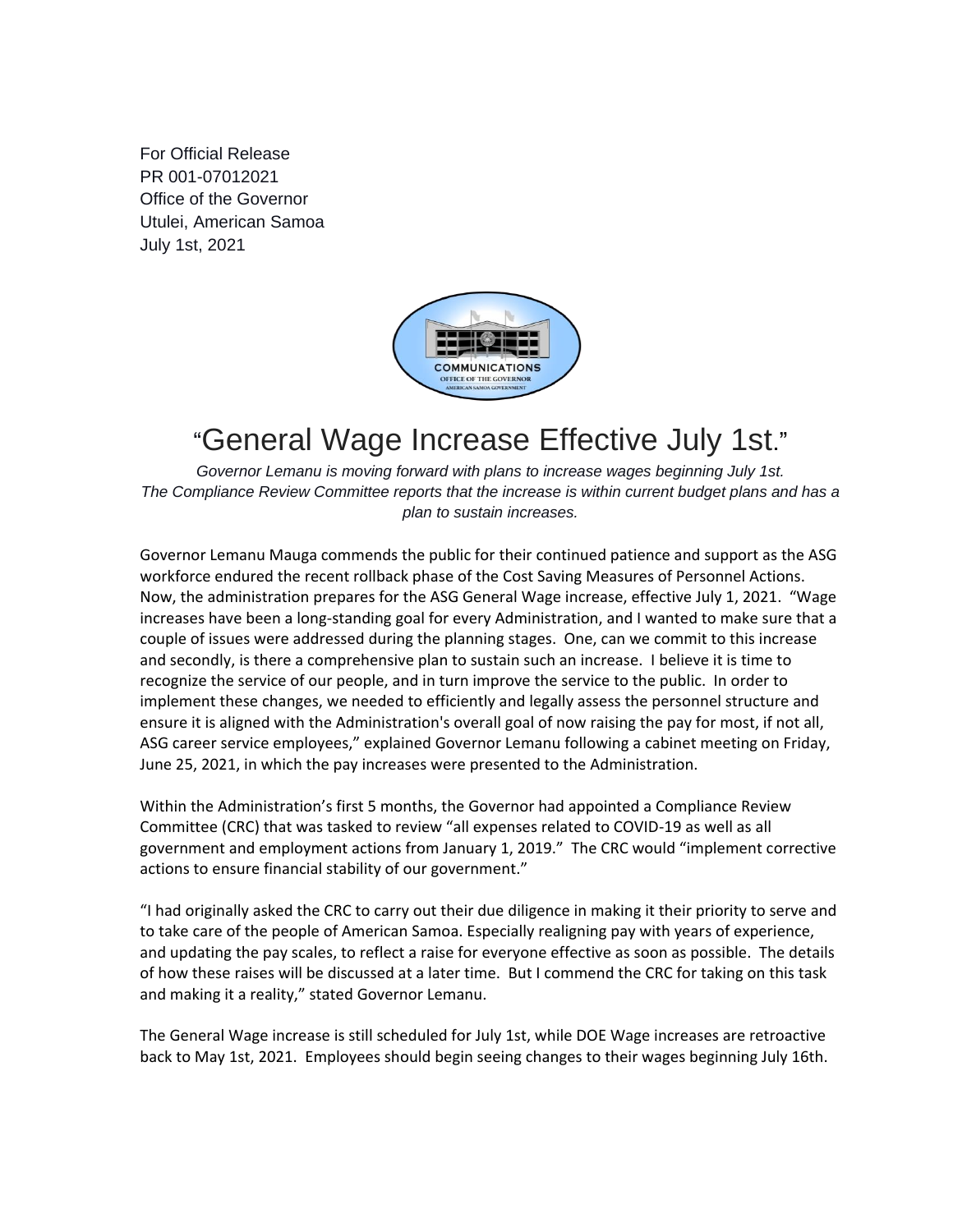For Official Release
PR 001-07012021
Office of the Governor
Utulei, American Samoa
July 1st, 2021

# "General Wage Increase Effective July 1st."

*Governor Lemanu is moving forward with plans to increase wages beginning July 1st. The Compliance Review Committee reports that the increase is within current budget plans and has a plan to sustain increases.*

Governor Lemanu Mauga commends the public for their continued patience and support as the ASG workforce endured the recent rollback phase of the Cost Saving Measures of Personnel Actions. Now, the administration prepares for the ASG General Wage increase, effective July 1, 2021. "Wage increases have been a long-standing goal for every Administration, and I wanted to make sure that a couple of issues were addressed during the planning stages. One, can we commit to this increase and secondly, is there a comprehensive plan to sustain such an increase. I believe it is time to recognize the service of our people, and in turn improve the service to the public. In order to implement these changes, we needed to efficiently and legally assess the personnel structure and ensure it is aligned with the Administration's overall goal of now raising the pay for most, if not all, ASG career service employees," explained Governor Lemanu following a cabinet meeting on Friday, June 25, 2021, in which the pay increases were presented to the Administration.

Within the Administration's first 5 months, the Governor had appointed a Compliance Review Committee (CRC) that was tasked to review "all expenses related to COVID-19 as well as all government and employment actions from January 1, 2019." The CRC would "implement corrective actions to ensure financial stability of our government."

"I had originally asked the CRC to carry out their due diligence in making it their priority to serve and to take care of the people of American Samoa. Especially realigning pay with years of experience, and updating the pay scales, to reflect a raise for everyone effective as soon as possible. The details of how these raises will be discussed at a later time. But I commend the CRC for taking on this task and making it a reality," stated Governor Lemanu.

The General Wage increase is still scheduled for July 1st, while DOE Wage increases are retroactive back to May 1st, 2021. Employees should begin seeing changes to their wages beginning July 16th.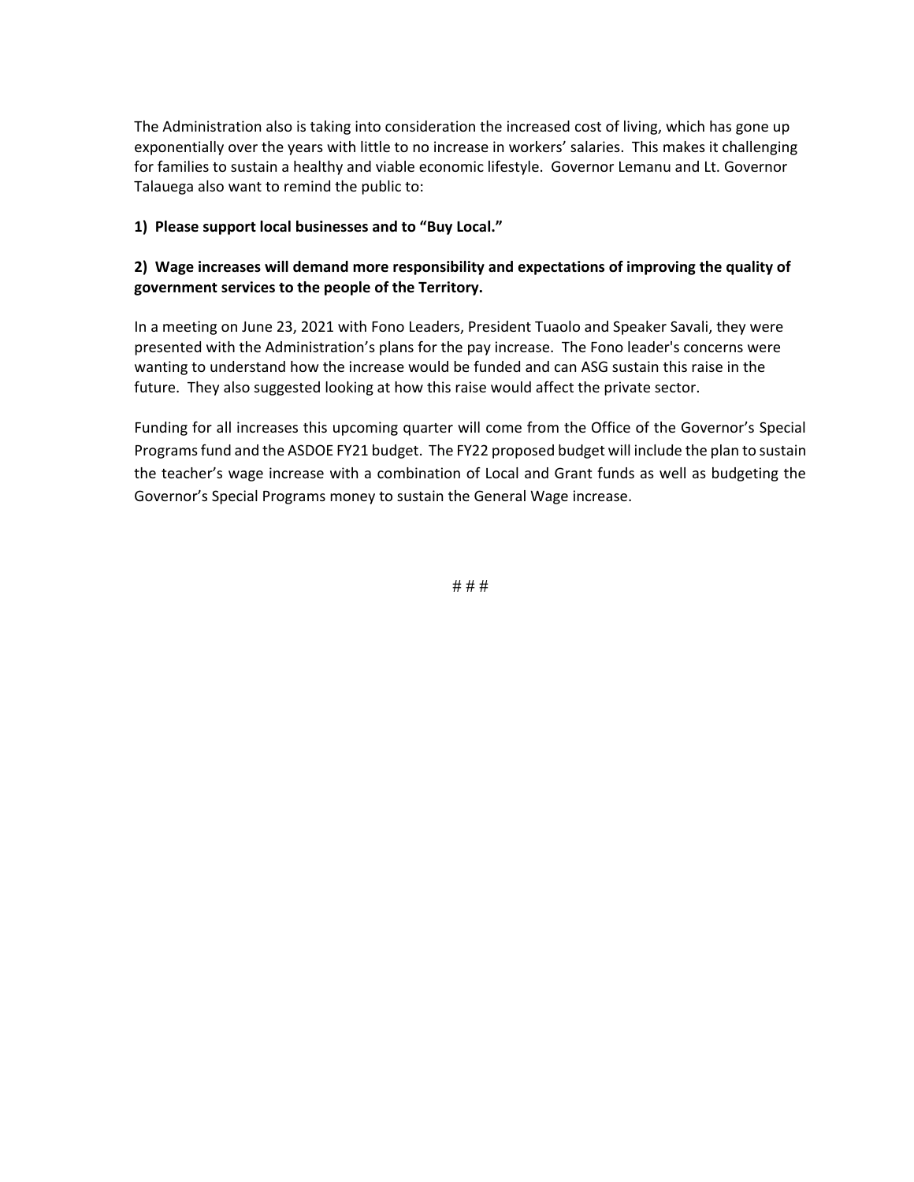The Administration also is taking into consideration the increased cost of living, which has gone up exponentially over the years with little to no increase in workers' salaries. This makes it challenging for families to sustain a healthy and viable economic lifestyle. Governor Lemanu and Lt. Governor Talauega also want to remind the public to:

**1) Please support local businesses and to "Buy Local."**

**2) Wage increases will demand more responsibility and expectations of improving the quality of government services to the people of the Territory.**

In a meeting on June 23, 2021 with Fono Leaders, President Tuaolo and Speaker Savali, they were presented with the Administration's plans for the pay increase. The Fono leader's concerns were wanting to understand how the increase would be funded and can ASG sustain this raise in the future. They also suggested looking at how this raise would affect the private sector.

Funding for all increases this upcoming quarter will come from the Office of the Governor's Special Programs fund and the ASDOE FY21 budget. The FY22 proposed budget will include the plan to sustain the teacher's wage increase with a combination of Local and Grant funds as well as budgeting the Governor's Special Programs money to sustain the General Wage increase.

# # #